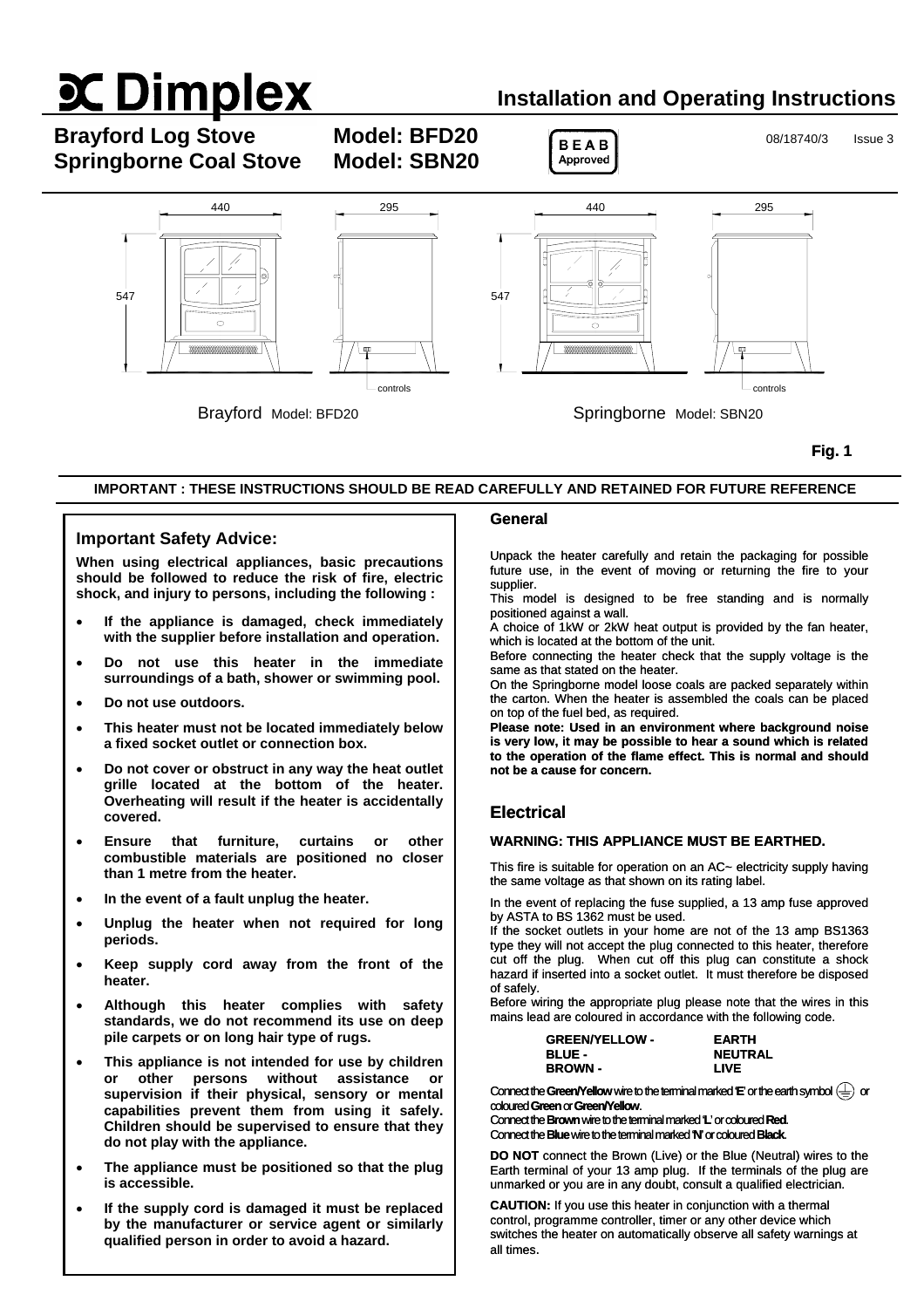# Dimplex

## Installation and Operating Instructions

**Brayford Log Stove** **Model: BFD20**
**Springborne Coal Stove** **Model: SBN20**

BEAB Approved

08/18740/3 Issue 3

Brayford Model: BFD20 — Springborne Model: SBN20

**Fig. 1**

**IMPORTANT : THESE INSTRUCTIONS SHOULD BE READ CAREFULLY AND RETAINED FOR FUTURE REFERENCE**

### Important Safety Advice:

**When using electrical appliances, basic precautions should be followed to reduce the risk of fire, electric shock, and injury to persons, including the following :**

- **If the appliance is damaged, check immediately with the supplier before installation and operation.**
- **Do not use this heater in the immediate surroundings of a bath, shower or swimming pool.**
- **Do not use outdoors.**
- **This heater must not be located immediately below a fixed socket outlet or connection box.**
- **Do not cover or obstruct in any way the heat outlet grille located at the bottom of the heater. Overheating will result if the heater is accidentally covered.**
- **Ensure that furniture, curtains or other combustible materials are positioned no closer than 1 metre from the heater.**
- **In the event of a fault unplug the heater.**
- **Unplug the heater when not required for long periods.**
- **Keep supply cord away from the front of the heater.**
- **Although this heater complies with safety standards, we do not recommend its use on deep pile carpets or on long hair type of rugs.**
- **This appliance is not intended for use by children or other persons without assistance or supervision if their physical, sensory or mental capabilities prevent them from using it safely. Children should be supervised to ensure that they do not play with the appliance.**
- **The appliance must be positioned so that the plug is accessible.**
- **If the supply cord is damaged it must be replaced by the manufacturer or service agent or similarly qualified person in order to avoid a hazard.**

### General

Unpack the heater carefully and retain the packaging for possible future use, in the event of moving or returning the fire to your supplier.
This model is designed to be free standing and is normally positioned against a wall.
A choice of 1kW or 2kW heat output is provided by the fan heater, which is located at the bottom of the unit.
Before connecting the heater check that the supply voltage is the same as that stated on the heater.
On the Springborne model loose coals are packed separately within the carton. When the heater is assembled the coals can be placed on top of the fuel bed, as required.
**Please note: Used in an environment where background noise is very low, it may be possible to hear a sound which is related to the operation of the flame effect. This is normal and should not be a cause for concern.**

### Electrical

**WARNING: THIS APPLIANCE MUST BE EARTHED.**

This fire is suitable for operation on an AC~ electricity supply having the same voltage as that shown on its rating label.

In the event of replacing the fuse supplied, a 13 amp fuse approved by ASTA to BS 1362 must be used.
If the socket outlets in your home are not of the 13 amp BS1363 type they will not accept the plug connected to this heater, therefore cut off the plug. When cut off this plug can constitute a shock hazard if inserted into a socket outlet. It must therefore be disposed of safely.
Before wiring the appropriate plug please note that the wires in this mains lead are coloured in accordance with the following code.

| | |
|---|---|
| **GREEN/YELLOW -** | **EARTH** |
| **BLUE -** | **NEUTRAL** |
| **BROWN -** | **LIVE** |

Connect the **Green/Yellow** wire to the terminal marked '**E**' or the earth symbol ⏚ or coloured **Green** or **Green/Yellow**.
Connect the **Brown** wire to the terminal marked '**L**' or coloured **Red**.
Connect the **Blue** wire to the terminal marked '**N**' or coloured **Black**.

**DO NOT** connect the Brown (Live) or the Blue (Neutral) wires to the Earth terminal of your 13 amp plug. If the terminals of the plug are unmarked or you are in any doubt, consult a qualified electrician.

**CAUTION:** If you use this heater in conjunction with a thermal control, programme controller, timer or any other device which switches the heater on automatically observe all safety warnings at all times.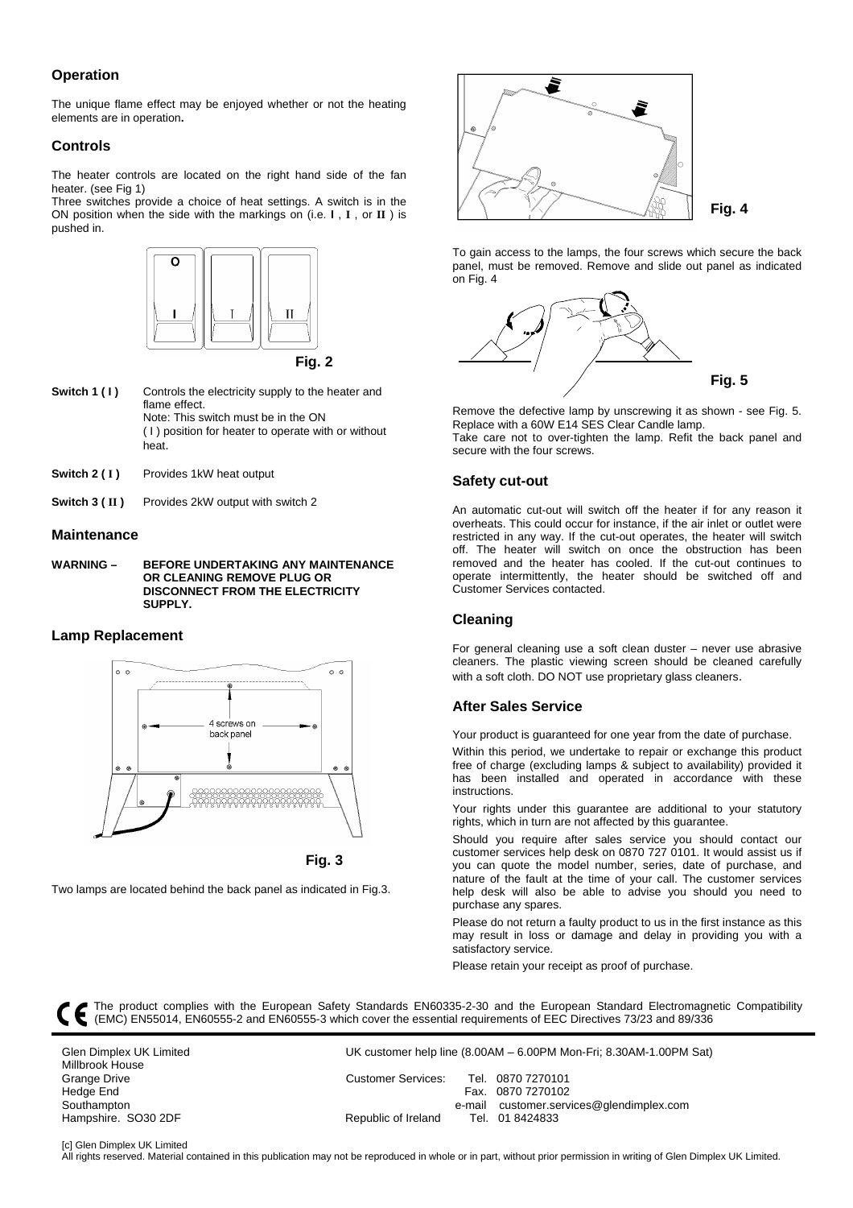## Operation

The unique flame effect may be enjoyed whether or not the heating elements are in operation**.**

## Controls

The heater controls are located on the right hand side of the fan heater. (see Fig 1)

Three switches provide a choice of heat settings. A switch is in the ON position when the side with the markings on (i.e. I , I , or II ) is pushed in.

O

I I II

Fig. 2

**Switch 1 ( I )** Controls the electricity supply to the heater and flame effect.
Note: This switch must be in the ON ( I ) position for heater to operate with or without heat.

**Switch 2 ( I )** Provides 1kW heat output

**Switch 3 ( II )** Provides 2kW output with switch 2

## Maintenance

**WARNING – BEFORE UNDERTAKING ANY MAINTENANCE OR CLEANING REMOVE PLUG OR DISCONNECT FROM THE ELECTRICITY SUPPLY.**

## Lamp Replacement

4 screws on back panel

Fig. 3

Two lamps are located behind the back panel as indicated in Fig.3.

Fig. 4

To gain access to the lamps, the four screws which secure the back panel, must be removed. Remove and slide out panel as indicated on Fig. 4

Fig. 5

Remove the defective lamp by unscrewing it as shown - see Fig. 5. Replace with a 60W E14 SES Clear Candle lamp.
Take care not to over-tighten the lamp. Refit the back panel and secure with the four screws.

## Safety cut-out

An automatic cut-out will switch off the heater if for any reason it overheats. This could occur for instance, if the air inlet or outlet were restricted in any way. If the cut-out operates, the heater will switch off. The heater will switch on once the obstruction has been removed and the heater has cooled. If the cut-out continues to operate intermittently, the heater should be switched off and Customer Services contacted.

## Cleaning

For general cleaning use a soft clean duster – never use abrasive cleaners. The plastic viewing screen should be cleaned carefully with a soft cloth. DO NOT use proprietary glass cleaners.

## After Sales Service

Your product is guaranteed for one year from the date of purchase.

Within this period, we undertake to repair or exchange this product free of charge (excluding lamps & subject to availability) provided it has been installed and operated in accordance with these instructions.

Your rights under this guarantee are additional to your statutory rights, which in turn are not affected by this guarantee.

Should you require after sales service you should contact our customer services help desk on 0870 727 0101. It would assist us if you can quote the model number, series, date of purchase, and nature of the fault at the time of your call. The customer services help desk will also be able to advise you should you need to purchase any spares.

Please do not return a faulty product to us in the first instance as this may result in loss or damage and delay in providing you with a satisfactory service.

Please retain your receipt as proof of purchase.

CE The product complies with the European Safety Standards EN60335-2-30 and the European Standard Electromagnetic Compatibility (EMC) EN55014, EN60555-2 and EN60555-3 which cover the essential requirements of EEC Directives 73/23 and 89/336

Glen Dimplex UK Limited
Millbrook House
Grange Drive
Hedge End
Southampton
Hampshire. SO30 2DF

UK customer help line (8.00AM – 6.00PM Mon-Fri; 8.30AM-1.00PM Sat)

Customer Services: Tel. 0870 7270101
Fax. 0870 7270102
e-mail customer.services@glendimplex.com
Republic of Ireland Tel. 01 8424833

[c] Glen Dimplex UK Limited
All rights reserved. Material contained in this publication may not be reproduced in whole or in part, without prior permission in writing of Glen Dimplex UK Limited.